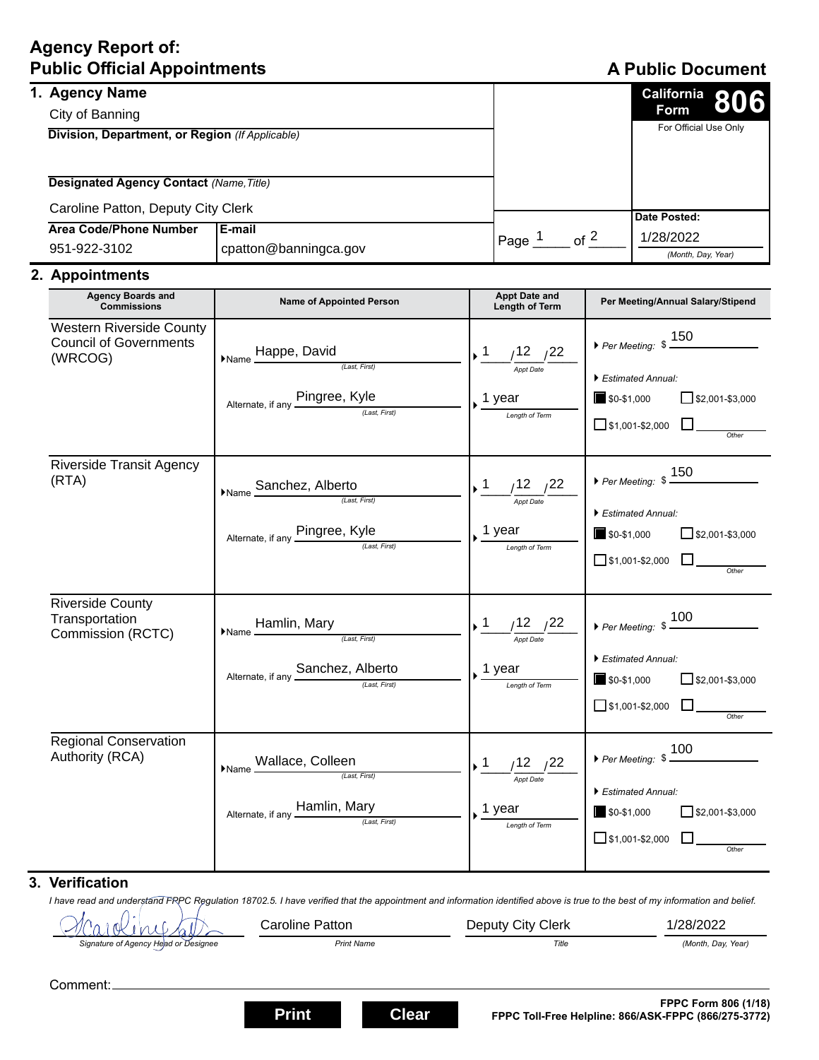# Agency Report of: Public Official Appointments

**A Public Document**

**California Form 806**

For Official Use Only

## 1. Agency Name

City of Banning

**Division, Department, or Region** *(If Applicable)*

**Designated Agency Contact** *(Name, Title)*

Caroline Patton, Deputy City Clerk

| **Area Code/Phone Number** | **E-mail** |
|---|---|
| 951-922-3102 | cpatton@banningca.gov |

Page 1 of 2

**Date Posted:** 1/28/2022 *(Month, Day, Year)*

## 2. Appointments

| Agency Boards and Commissions | Name of Appointed Person | Appt Date and Length of Term | Per Meeting/Annual Salary/Stipend |
|---|---|---|---|
| Western Riverside County Council of Governments (WRCOG) | Name: Happe, David *(Last, First)*<br>Alternate, if any: Pingree, Kyle *(Last, First)* | Appt Date: 1/12/22<br>Length of Term: 1 year | Per Meeting: $150<br>Estimated Annual: ■ $0-$1,000 ☐ $2,001-$3,000 ☐ $1,001-$2,000 ☐ Other |
| Riverside Transit Agency (RTA) | Name: Sanchez, Alberto *(Last, First)*<br>Alternate, if any: Pingree, Kyle *(Last, First)* | Appt Date: 1/12/22<br>Length of Term: 1 year | Per Meeting: $150<br>Estimated Annual: ■ $0-$1,000 ☐ $2,001-$3,000 ☐ $1,001-$2,000 ☐ Other |
| Riverside County Transportation Commission (RCTC) | Name: Hamlin, Mary *(Last, First)*<br>Alternate, if any: Sanchez, Alberto *(Last, First)* | Appt Date: 1/12/22<br>Length of Term: 1 year | Per Meeting: $100<br>Estimated Annual: ■ $0-$1,000 ☐ $2,001-$3,000 ☐ $1,001-$2,000 ☐ Other |
| Regional Conservation Authority (RCA) | Name: Wallace, Colleen *(Last, First)*<br>Alternate, if any: Hamlin, Mary *(Last, First)* | Appt Date: 1/12/22<br>Length of Term: 1 year | Per Meeting: $100<br>Estimated Annual: ■ $0-$1,000 ☐ $2,001-$3,000 ☐ $1,001-$2,000 ☐ Other |

## 3. Verification

*I have read and understand FPPC Regulation 18702.5. I have verified that the appointment and information identified above is true to the best of my information and belief.*

| [Signature] | Caroline Patton | Deputy City Clerk | 1/28/2022 |
|---|---|---|---|
| *Signature of Agency Head or Designee* | *Print Name* | *Title* | *(Month, Day, Year)* |

Comment:

**FPPC Form 806 (1/18)**
**FPPC Toll-Free Helpline: 866/ASK-FPPC (866/275-3772)**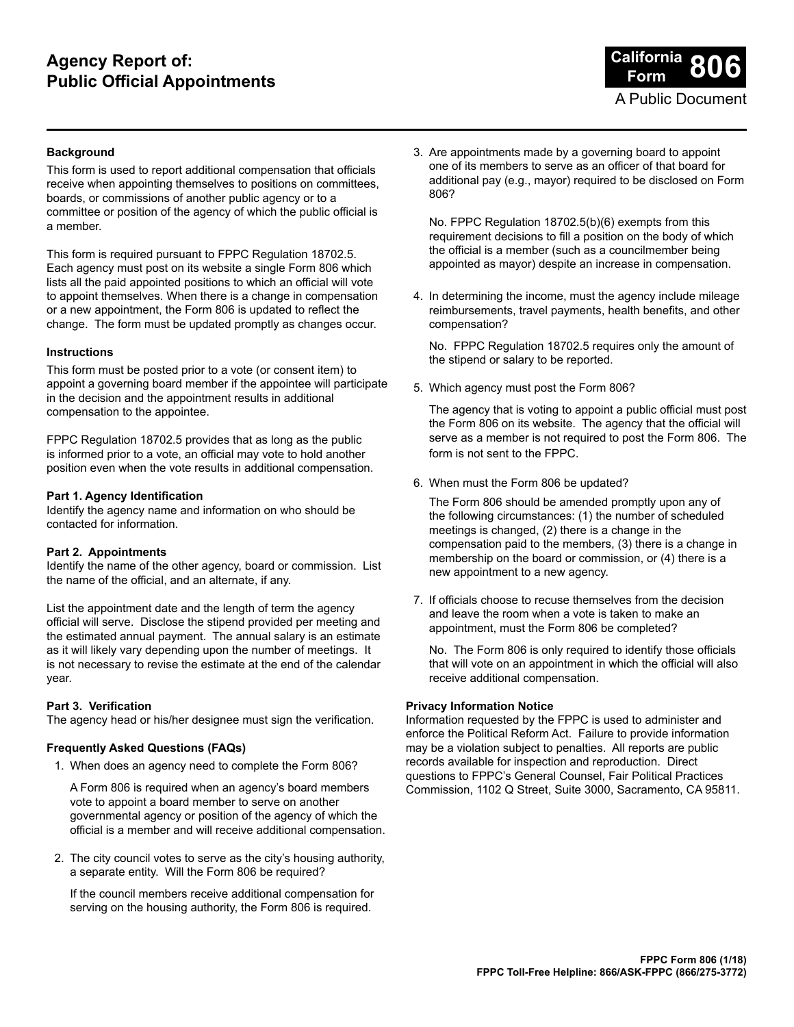# Agency Report of: Public Official Appointments

**California Form 806**

A Public Document

### Background

This form is used to report additional compensation that officials receive when appointing themselves to positions on committees, boards, or commissions of another public agency or to a committee or position of the agency of which the public official is a member.

This form is required pursuant to FPPC Regulation 18702.5. Each agency must post on its website a single Form 806 which lists all the paid appointed positions to which an official will vote to appoint themselves. When there is a change in compensation or a new appointment, the Form 806 is updated to reflect the change. The form must be updated promptly as changes occur.

### Instructions

This form must be posted prior to a vote (or consent item) to appoint a governing board member if the appointee will participate in the decision and the appointment results in additional compensation to the appointee.

FPPC Regulation 18702.5 provides that as long as the public is informed prior to a vote, an official may vote to hold another position even when the vote results in additional compensation.

**Part 1. Agency Identification**
Identify the agency name and information on who should be contacted for information.

**Part 2. Appointments**
Identify the name of the other agency, board or commission. List the name of the official, and an alternate, if any.

List the appointment date and the length of term the agency official will serve. Disclose the stipend provided per meeting and the estimated annual payment. The annual salary is an estimate as it will likely vary depending upon the number of meetings. It is not necessary to revise the estimate at the end of the calendar year.

**Part 3. Verification**
The agency head or his/her designee must sign the verification.

### Frequently Asked Questions (FAQs)

1. When does an agency need to complete the Form 806?

   A Form 806 is required when an agency's board members vote to appoint a board member to serve on another governmental agency or position of the agency of which the official is a member and will receive additional compensation.

2. The city council votes to serve as the city's housing authority, a separate entity. Will the Form 806 be required?

   If the council members receive additional compensation for serving on the housing authority, the Form 806 is required.

3. Are appointments made by a governing board to appoint one of its members to serve as an officer of that board for additional pay (e.g., mayor) required to be disclosed on Form 806?

   No. FPPC Regulation 18702.5(b)(6) exempts from this requirement decisions to fill a position on the body of which the official is a member (such as a councilmember being appointed as mayor) despite an increase in compensation.

4. In determining the income, must the agency include mileage reimbursements, travel payments, health benefits, and other compensation?

   No. FPPC Regulation 18702.5 requires only the amount of the stipend or salary to be reported.

5. Which agency must post the Form 806?

   The agency that is voting to appoint a public official must post the Form 806 on its website. The agency that the official will serve as a member is not required to post the Form 806. The form is not sent to the FPPC.

6. When must the Form 806 be updated?

   The Form 806 should be amended promptly upon any of the following circumstances: (1) the number of scheduled meetings is changed, (2) there is a change in the compensation paid to the members, (3) there is a change in membership on the board or commission, or (4) there is a new appointment to a new agency.

7. If officials choose to recuse themselves from the decision and leave the room when a vote is taken to make an appointment, must the Form 806 be completed?

   No. The Form 806 is only required to identify those officials that will vote on an appointment in which the official will also receive additional compensation.

### Privacy Information Notice

Information requested by the FPPC is used to administer and enforce the Political Reform Act. Failure to provide information may be a violation subject to penalties. All reports are public records available for inspection and reproduction. Direct questions to FPPC's General Counsel, Fair Political Practices Commission, 1102 Q Street, Suite 3000, Sacramento, CA 95811.

**FPPC Form 806 (1/18)**
**FPPC Toll-Free Helpline: 866/ASK-FPPC (866/275-3772)**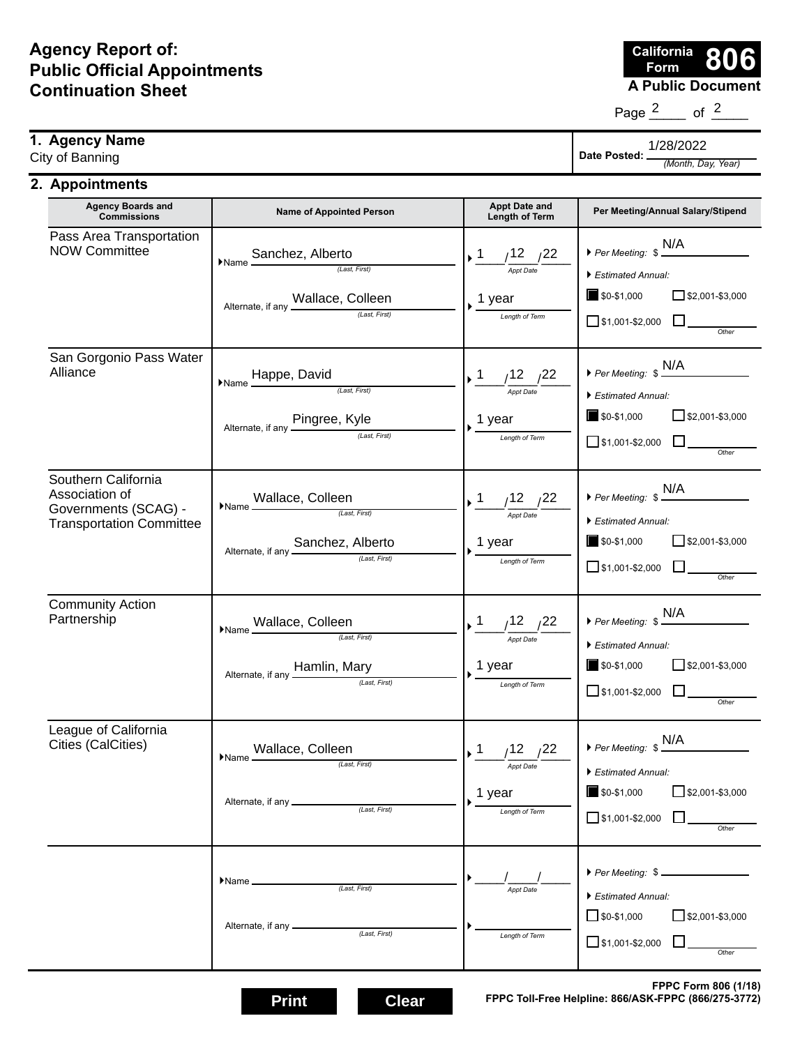# Agency Report of: Public Official Appointments Continuation Sheet

**California Form 806**
**A Public Document**

Page 2 of 2

## 1. Agency Name

City of Banning

**Date Posted:** 1/28/2022 *(Month, Day, Year)*

## 2. Appointments

| Agency Boards and Commissions | Name of Appointed Person | Appt Date and Length of Term | Per Meeting/Annual Salary/Stipend |
|---|---|---|---|
| Pass Area Transportation NOW Committee | Name: Sanchez, Alberto (Last, First)<br>Alternate, if any: Wallace, Colleen (Last, First) | Appt Date: 1/12/22<br>Length of Term: 1 year | Per Meeting: $ N/A<br>Estimated Annual:<br>☒ $0-$1,000 ☐ $2,001-$3,000<br>☐ $1,001-$2,000 ☐ Other |
| San Gorgonio Pass Water Alliance | Name: Happe, David (Last, First)<br>Alternate, if any: Pingree, Kyle (Last, First) | Appt Date: 1/12/22<br>Length of Term: 1 year | Per Meeting: $ N/A<br>Estimated Annual:<br>☒ $0-$1,000 ☐ $2,001-$3,000<br>☐ $1,001-$2,000 ☐ Other |
| Southern California Association of Governments (SCAG) - Transportation Committee | Name: Wallace, Colleen (Last, First)<br>Alternate, if any: Sanchez, Alberto (Last, First) | Appt Date: 1/12/22<br>Length of Term: 1 year | Per Meeting: $ N/A<br>Estimated Annual:<br>☒ $0-$1,000 ☐ $2,001-$3,000<br>☐ $1,001-$2,000 ☐ Other |
| Community Action Partnership | Name: Wallace, Colleen (Last, First)<br>Alternate, if any: Hamlin, Mary (Last, First) | Appt Date: 1/12/22<br>Length of Term: 1 year | Per Meeting: $ N/A<br>Estimated Annual:<br>☒ $0-$1,000 ☐ $2,001-$3,000<br>☐ $1,001-$2,000 ☐ Other |
| League of California Cities (CalCities) | Name: Wallace, Colleen (Last, First)<br>Alternate, if any: (Last, First) | Appt Date: 1/12/22<br>Length of Term: 1 year | Per Meeting: $ N/A<br>Estimated Annual:<br>☒ $0-$1,000 ☐ $2,001-$3,000<br>☐ $1,001-$2,000 ☐ Other |
| | Name: (Last, First)<br>Alternate, if any: (Last, First) | Appt Date: / /<br>Length of Term: | Per Meeting: $<br>Estimated Annual:<br>☐ $0-$1,000 ☐ $2,001-$3,000<br>☐ $1,001-$2,000 ☐ Other |

FPPC Form 806 (1/18)
FPPC Toll-Free Helpline: 866/ASK-FPPC (866/275-3772)